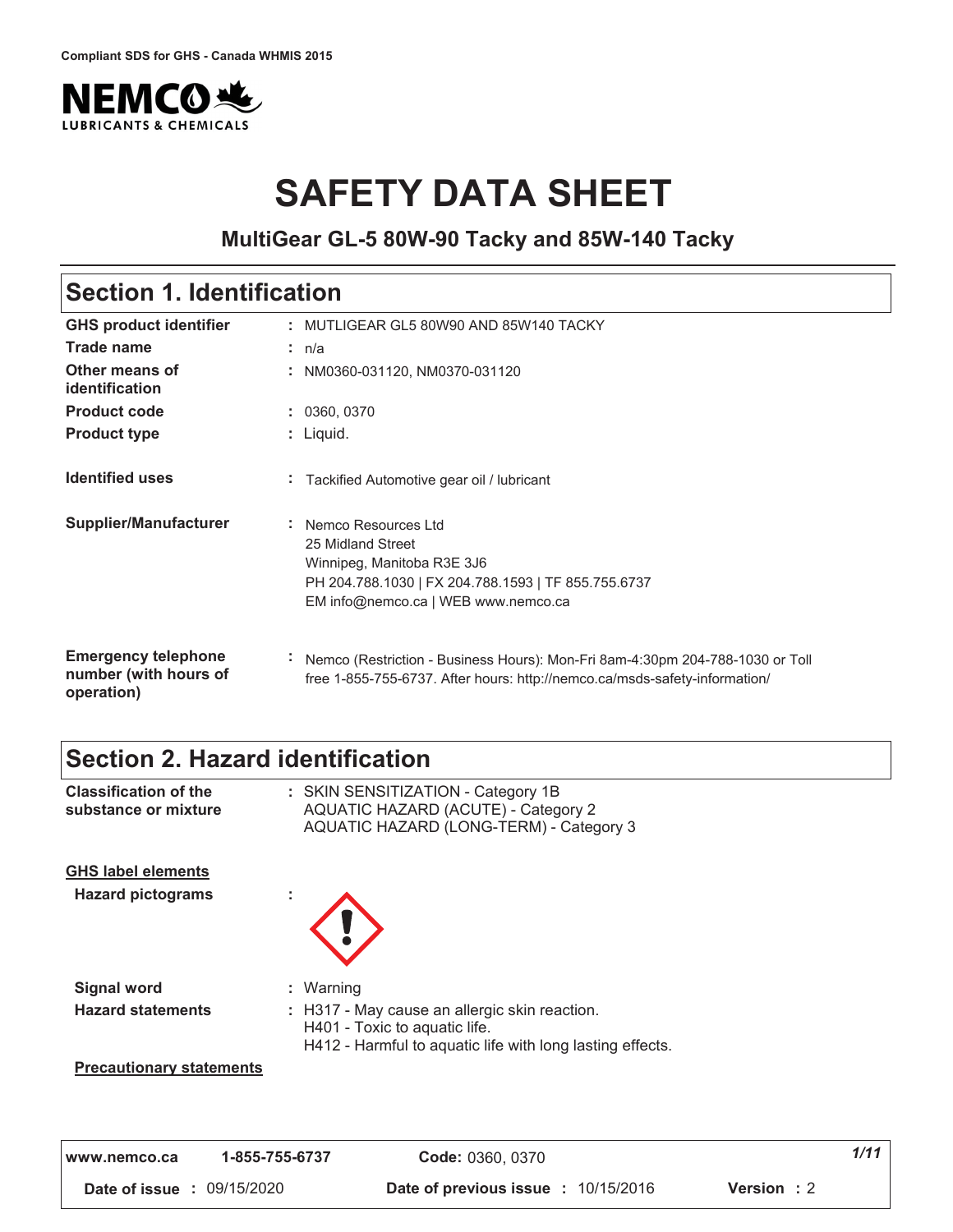Compliant SDS for GHS - Canada WHMIS 2015

NEMCO LUBRICANTS & CHEMICALS

# SAFETY DATA SHEET

## MultiGear GL-5 80W-90 Tacky and 85W-140 Tacky

## Section 1. Identification

| | |
|---|---|
| **GHS product identifier** | : MUTLIGEAR GL5 80W90 AND 85W140 TACKY |
| **Trade name** | : n/a |
| **Other means of identification** | : NM0360-031120, NM0370-031120 |
| **Product code** | : 0360, 0370 |
| **Product type** | : Liquid. |
| **Identified uses** | : Tackified Automotive gear oil / lubricant |
| **Supplier/Manufacturer** | : Nemco Resources Ltd<br>25 Midland Street<br>Winnipeg, Manitoba R3E 3J6<br>PH 204.788.1030 \| FX 204.788.1593 \| TF 855.755.6737<br>EM info@nemco.ca \| WEB www.nemco.ca |
| **Emergency telephone number (with hours of operation)** | : Nemco (Restriction - Business Hours): Mon-Fri 8am-4:30pm 204-788-1030 or Toll free 1-855-755-6737. After hours: http://nemco.ca/msds-safety-information/ |

## Section 2. Hazard identification

| | |
|---|---|
| **Classification of the substance or mixture** | : SKIN SENSITIZATION - Category 1B<br>AQUATIC HAZARD (ACUTE) - Category 2<br>AQUATIC HAZARD (LONG-TERM) - Category 3 |

**GHS label elements**

| | |
|---|---|
| **Hazard pictograms** | : |
| **Signal word** | : Warning |
| **Hazard statements** | : H317 - May cause an allergic skin reaction.<br>H401 - Toxic to aquatic life.<br>H412 - Harmful to aquatic life with long lasting effects. |

**Precautionary statements**

| | | | |
|---|---|---|---|
| www.nemco.ca | 1-855-755-6737 | **Code:** 0360, 0370 | |
| **Date of issue** : 09/15/2020 | | **Date of previous issue** : 10/15/2016 | **Version** : 2 |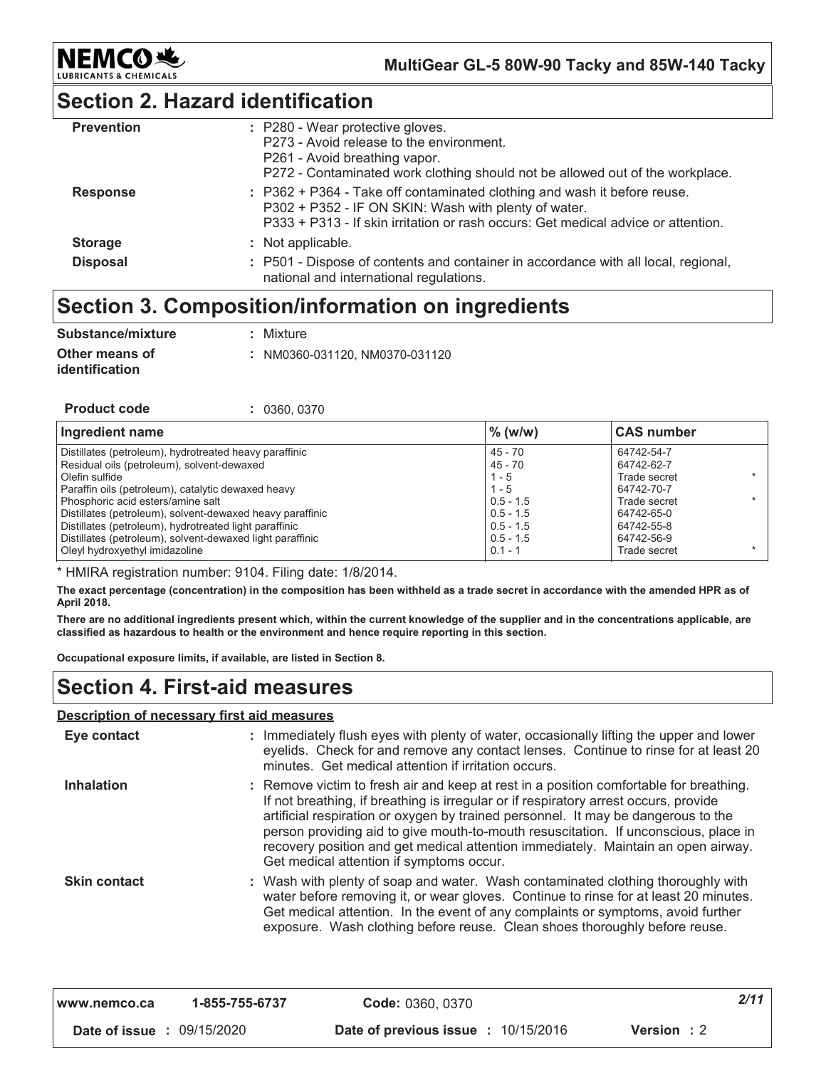## Section 2. Hazard identification

| | |
|---|---|
| **Prevention** | : P280 - Wear protective gloves.<br>P273 - Avoid release to the environment.<br>P261 - Avoid breathing vapor.<br>P272 - Contaminated work clothing should not be allowed out of the workplace. |
| **Response** | : P362 + P364 - Take off contaminated clothing and wash it before reuse.<br>P302 + P352 - IF ON SKIN: Wash with plenty of water.<br>P333 + P313 - If skin irritation or rash occurs: Get medical advice or attention. |
| **Storage** | : Not applicable. |
| **Disposal** | : P501 - Dispose of contents and container in accordance with all local, regional, national and international regulations. |

## Section 3. Composition/information on ingredients

**Substance/mixture** : Mixture

**Other means of identification** : NM0360-031120, NM0370-031120

**Product code** : 0360, 0370

| Ingredient name | % (w/w) | CAS number |
|---|---|---|
| Distillates (petroleum), hydrotreated heavy paraffinic | 45 - 70 | 64742-54-7 |
| Residual oils (petroleum), solvent-dewaxed | 45 - 70 | 64742-62-7 |
| Olefin sulfide | 1 - 5 | Trade secret * |
| Paraffin oils (petroleum), catalytic dewaxed heavy | 1 - 5 | 64742-70-7 |
| Phosphoric acid esters/amine salt | 0.5 - 1.5 | Trade secret * |
| Distillates (petroleum), solvent-dewaxed heavy paraffinic | 0.5 - 1.5 | 64742-65-0 |
| Distillates (petroleum), hydrotreated light paraffinic | 0.5 - 1.5 | 64742-55-8 |
| Distillates (petroleum), solvent-dewaxed light paraffinic | 0.5 - 1.5 | 64742-56-9 |
| Oleyl hydroxyethyl imidazoline | 0.1 - 1 | Trade secret * |

* HMIRA registration number: 9104. Filing date: 1/8/2014.

**The exact percentage (concentration) in the composition has been withheld as a trade secret in accordance with the amended HPR as of April 2018.**

**There are no additional ingredients present which, within the current knowledge of the supplier and in the concentrations applicable, are classified as hazardous to health or the environment and hence require reporting in this section.**

**Occupational exposure limits, if available, are listed in Section 8.**

## Section 4. First-aid measures

**Description of necessary first aid measures**

| | |
|---|---|
| **Eye contact** | : Immediately flush eyes with plenty of water, occasionally lifting the upper and lower eyelids. Check for and remove any contact lenses. Continue to rinse for at least 20 minutes. Get medical attention if irritation occurs. |
| **Inhalation** | : Remove victim to fresh air and keep at rest in a position comfortable for breathing. If not breathing, if breathing is irregular or if respiratory arrest occurs, provide artificial respiration or oxygen by trained personnel. It may be dangerous to the person providing aid to give mouth-to-mouth resuscitation. If unconscious, place in recovery position and get medical attention immediately. Maintain an open airway. Get medical attention if symptoms occur. |
| **Skin contact** | : Wash with plenty of soap and water. Wash contaminated clothing thoroughly with water before removing it, or wear gloves. Continue to rinse for at least 20 minutes. Get medical attention. In the event of any complaints or symptoms, avoid further exposure. Wash clothing before reuse. Clean shoes thoroughly before reuse. |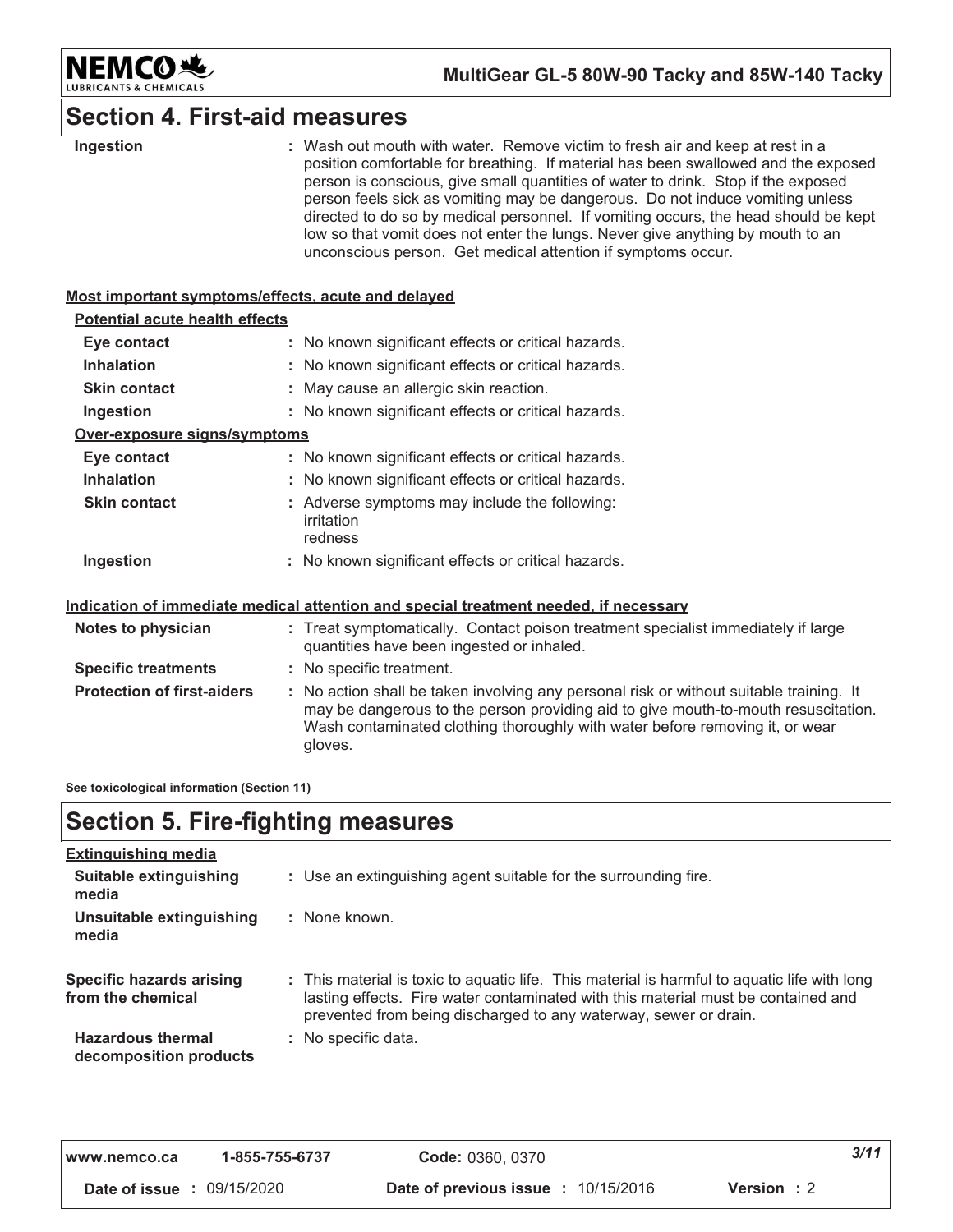## Section 4. First-aid measures

| | |
|---|---|
| **Ingestion** | : Wash out mouth with water. Remove victim to fresh air and keep at rest in a position comfortable for breathing. If material has been swallowed and the exposed person is conscious, give small quantities of water to drink. Stop if the exposed person feels sick as vomiting may be dangerous. Do not induce vomiting unless directed to do so by medical personnel. If vomiting occurs, the head should be kept low so that vomit does not enter the lungs. Never give anything by mouth to an unconscious person. Get medical attention if symptoms occur. |

**Most important symptoms/effects, acute and delayed**

**Potential acute health effects**

| | |
|---|---|
| **Eye contact** | : No known significant effects or critical hazards. |
| **Inhalation** | : No known significant effects or critical hazards. |
| **Skin contact** | : May cause an allergic skin reaction. |
| **Ingestion** | : No known significant effects or critical hazards. |

**Over-exposure signs/symptoms**

| | |
|---|---|
| **Eye contact** | : No known significant effects or critical hazards. |
| **Inhalation** | : No known significant effects or critical hazards. |
| **Skin contact** | : Adverse symptoms may include the following: irritation redness |
| **Ingestion** | : No known significant effects or critical hazards. |

**Indication of immediate medical attention and special treatment needed, if necessary**

| | |
|---|---|
| **Notes to physician** | : Treat symptomatically. Contact poison treatment specialist immediately if large quantities have been ingested or inhaled. |
| **Specific treatments** | : No specific treatment. |
| **Protection of first-aiders** | : No action shall be taken involving any personal risk or without suitable training. It may be dangerous to the person providing aid to give mouth-to-mouth resuscitation. Wash contaminated clothing thoroughly with water before removing it, or wear gloves. |

**See toxicological information (Section 11)**

## Section 5. Fire-fighting measures

**Extinguishing media**

| | |
|---|---|
| **Suitable extinguishing media** | : Use an extinguishing agent suitable for the surrounding fire. |
| **Unsuitable extinguishing media** | : None known. |
| **Specific hazards arising from the chemical** | : This material is toxic to aquatic life. This material is harmful to aquatic life with long lasting effects. Fire water contaminated with this material must be contained and prevented from being discharged to any waterway, sewer or drain. |
| **Hazardous thermal decomposition products** | : No specific data. |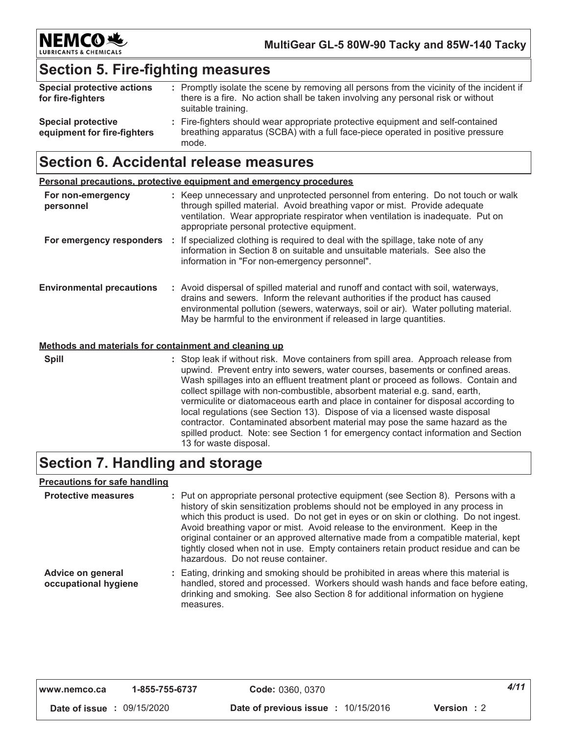## Section 5. Fire-fighting measures

| | |
|---|---|
| **Special protective actions for fire-fighters** | : Promptly isolate the scene by removing all persons from the vicinity of the incident if there is a fire. No action shall be taken involving any personal risk or without suitable training. |
| **Special protective equipment for fire-fighters** | : Fire-fighters should wear appropriate protective equipment and self-contained breathing apparatus (SCBA) with a full face-piece operated in positive pressure mode. |

## Section 6. Accidental release measures

**Personal precautions, protective equipment and emergency procedures**

| | |
|---|---|
| **For non-emergency personnel** | : Keep unnecessary and unprotected personnel from entering. Do not touch or walk through spilled material. Avoid breathing vapor or mist. Provide adequate ventilation. Wear appropriate respirator when ventilation is inadequate. Put on appropriate personal protective equipment. |
| **For emergency responders** | : If specialized clothing is required to deal with the spillage, take note of any information in Section 8 on suitable and unsuitable materials. See also the information in "For non-emergency personnel". |
| **Environmental precautions** | : Avoid dispersal of spilled material and runoff and contact with soil, waterways, drains and sewers. Inform the relevant authorities if the product has caused environmental pollution (sewers, waterways, soil or air). Water polluting material. May be harmful to the environment if released in large quantities. |

**Methods and materials for containment and cleaning up**

| | |
|---|---|
| **Spill** | : Stop leak if without risk. Move containers from spill area. Approach release from upwind. Prevent entry into sewers, water courses, basements or confined areas. Wash spillages into an effluent treatment plant or proceed as follows. Contain and collect spillage with non-combustible, absorbent material e.g. sand, earth, vermiculite or diatomaceous earth and place in container for disposal according to local regulations (see Section 13). Dispose of via a licensed waste disposal contractor. Contaminated absorbent material may pose the same hazard as the spilled product. Note: see Section 1 for emergency contact information and Section 13 for waste disposal. |

## Section 7. Handling and storage

**Precautions for safe handling**

| | |
|---|---|
| **Protective measures** | : Put on appropriate personal protective equipment (see Section 8). Persons with a history of skin sensitization problems should not be employed in any process in which this product is used. Do not get in eyes or on skin or clothing. Do not ingest. Avoid breathing vapor or mist. Avoid release to the environment. Keep in the original container or an approved alternative made from a compatible material, kept tightly closed when not in use. Empty containers retain product residue and can be hazardous. Do not reuse container. |
| **Advice on general occupational hygiene** | : Eating, drinking and smoking should be prohibited in areas where this material is handled, stored and processed. Workers should wash hands and face before eating, drinking and smoking. See also Section 8 for additional information on hygiene measures. |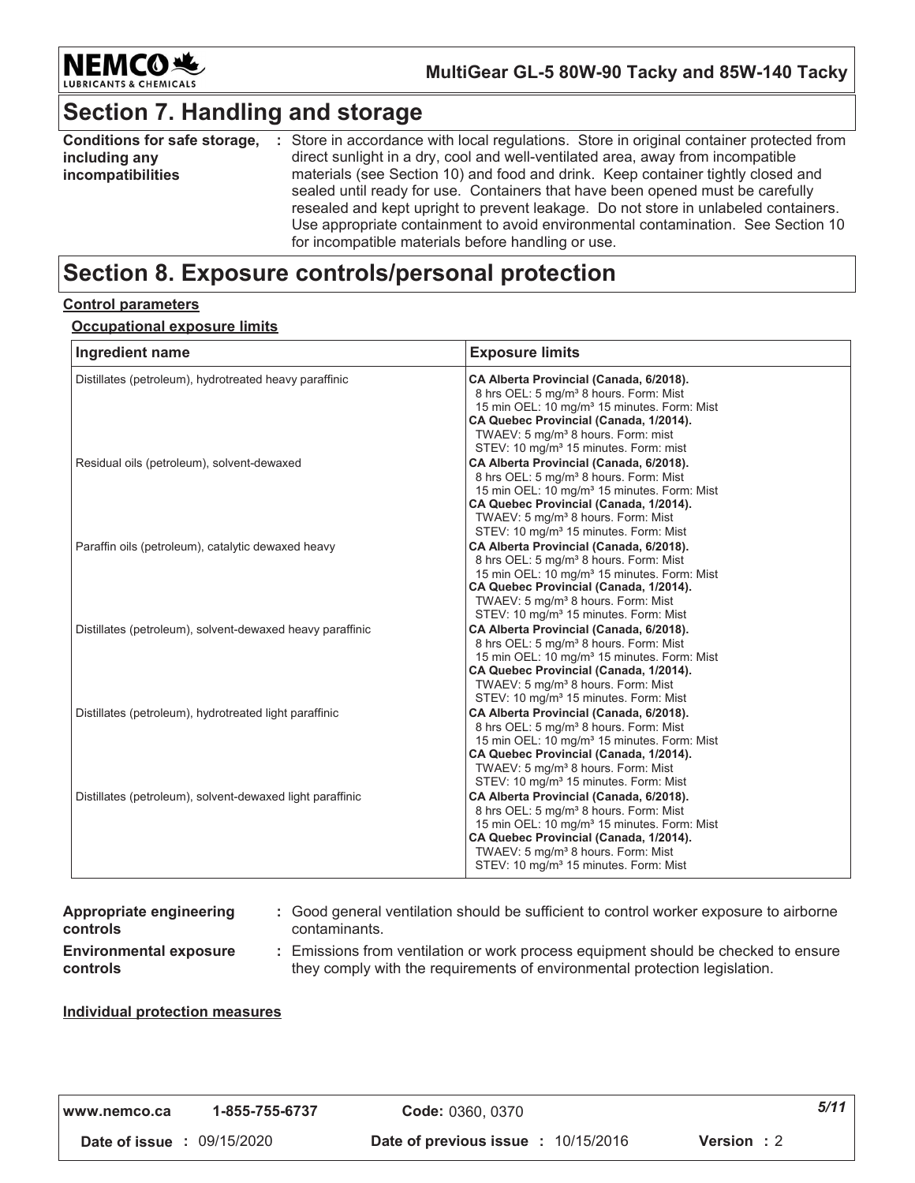## Section 7. Handling and storage

**Conditions for safe storage, including any incompatibilities** : Store in accordance with local regulations. Store in original container protected from direct sunlight in a dry, cool and well-ventilated area, away from incompatible materials (see Section 10) and food and drink. Keep container tightly closed and sealed until ready for use. Containers that have been opened must be carefully resealed and kept upright to prevent leakage. Do not store in unlabeled containers. Use appropriate containment to avoid environmental contamination. See Section 10 for incompatible materials before handling or use.

## Section 8. Exposure controls/personal protection

**Control parameters**

**Occupational exposure limits**

| Ingredient name | Exposure limits |
| --- | --- |
| Distillates (petroleum), hydrotreated heavy paraffinic | **CA Alberta Provincial (Canada, 6/2018).**<br>8 hrs OEL: 5 mg/m³ 8 hours. Form: Mist<br>15 min OEL: 10 mg/m³ 15 minutes. Form: Mist<br>**CA Quebec Provincial (Canada, 1/2014).**<br>TWAEV: 5 mg/m³ 8 hours. Form: mist<br>STEV: 10 mg/m³ 15 minutes. Form: mist |
| Residual oils (petroleum), solvent-dewaxed | **CA Alberta Provincial (Canada, 6/2018).**<br>8 hrs OEL: 5 mg/m³ 8 hours. Form: Mist<br>15 min OEL: 10 mg/m³ 15 minutes. Form: Mist<br>**CA Quebec Provincial (Canada, 1/2014).**<br>TWAEV: 5 mg/m³ 8 hours. Form: Mist<br>STEV: 10 mg/m³ 15 minutes. Form: Mist |
| Paraffin oils (petroleum), catalytic dewaxed heavy | **CA Alberta Provincial (Canada, 6/2018).**<br>8 hrs OEL: 5 mg/m³ 8 hours. Form: Mist<br>15 min OEL: 10 mg/m³ 15 minutes. Form: Mist<br>**CA Quebec Provincial (Canada, 1/2014).**<br>TWAEV: 5 mg/m³ 8 hours. Form: Mist<br>STEV: 10 mg/m³ 15 minutes. Form: Mist |
| Distillates (petroleum), solvent-dewaxed heavy paraffinic | **CA Alberta Provincial (Canada, 6/2018).**<br>8 hrs OEL: 5 mg/m³ 8 hours. Form: Mist<br>15 min OEL: 10 mg/m³ 15 minutes. Form: Mist<br>**CA Quebec Provincial (Canada, 1/2014).**<br>TWAEV: 5 mg/m³ 8 hours. Form: Mist<br>STEV: 10 mg/m³ 15 minutes. Form: Mist |
| Distillates (petroleum), hydrotreated light paraffinic | **CA Alberta Provincial (Canada, 6/2018).**<br>8 hrs OEL: 5 mg/m³ 8 hours. Form: Mist<br>15 min OEL: 10 mg/m³ 15 minutes. Form: Mist<br>**CA Quebec Provincial (Canada, 1/2014).**<br>TWAEV: 5 mg/m³ 8 hours. Form: Mist<br>STEV: 10 mg/m³ 15 minutes. Form: Mist |
| Distillates (petroleum), solvent-dewaxed light paraffinic | **CA Alberta Provincial (Canada, 6/2018).**<br>8 hrs OEL: 5 mg/m³ 8 hours. Form: Mist<br>15 min OEL: 10 mg/m³ 15 minutes. Form: Mist<br>**CA Quebec Provincial (Canada, 1/2014).**<br>TWAEV: 5 mg/m³ 8 hours. Form: Mist<br>STEV: 10 mg/m³ 15 minutes. Form: Mist |

**Appropriate engineering controls** : Good general ventilation should be sufficient to control worker exposure to airborne contaminants.

**Environmental exposure controls** : Emissions from ventilation or work process equipment should be checked to ensure they comply with the requirements of environmental protection legislation.

**Individual protection measures**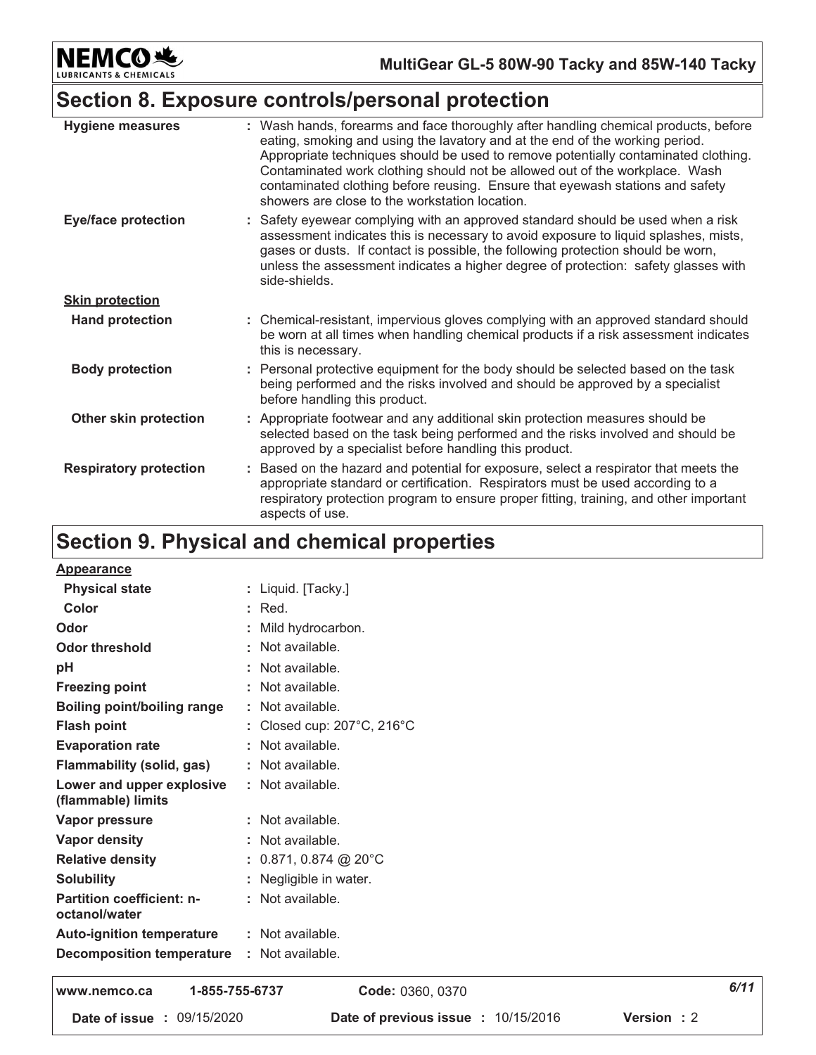## Section 8. Exposure controls/personal protection

| | |
|---|---|
| **Hygiene measures** | : Wash hands, forearms and face thoroughly after handling chemical products, before eating, smoking and using the lavatory and at the end of the working period. Appropriate techniques should be used to remove potentially contaminated clothing. Contaminated work clothing should not be allowed out of the workplace. Wash contaminated clothing before reusing. Ensure that eyewash stations and safety showers are close to the workstation location. |
| **Eye/face protection** | : Safety eyewear complying with an approved standard should be used when a risk assessment indicates this is necessary to avoid exposure to liquid splashes, mists, gases or dusts. If contact is possible, the following protection should be worn, unless the assessment indicates a higher degree of protection: safety glasses with side-shields. |
| **Skin protection** | |
| **Hand protection** | : Chemical-resistant, impervious gloves complying with an approved standard should be worn at all times when handling chemical products if a risk assessment indicates this is necessary. |
| **Body protection** | : Personal protective equipment for the body should be selected based on the task being performed and the risks involved and should be approved by a specialist before handling this product. |
| **Other skin protection** | : Appropriate footwear and any additional skin protection measures should be selected based on the task being performed and the risks involved and should be approved by a specialist before handling this product. |
| **Respiratory protection** | : Based on the hazard and potential for exposure, select a respirator that meets the appropriate standard or certification. Respirators must be used according to a respiratory protection program to ensure proper fitting, training, and other important aspects of use. |

## Section 9. Physical and chemical properties

| | |
|---|---|
| **Appearance** | |
| **Physical state** | : Liquid. [Tacky.] |
| **Color** | : Red. |
| **Odor** | : Mild hydrocarbon. |
| **Odor threshold** | : Not available. |
| **pH** | : Not available. |
| **Freezing point** | : Not available. |
| **Boiling point/boiling range** | : Not available. |
| **Flash point** | : Closed cup: 207°C, 216°C |
| **Evaporation rate** | : Not available. |
| **Flammability (solid, gas)** | : Not available. |
| **Lower and upper explosive (flammable) limits** | : Not available. |
| **Vapor pressure** | : Not available. |
| **Vapor density** | : Not available. |
| **Relative density** | : 0.871, 0.874 @ 20°C |
| **Solubility** | : Negligible in water. |
| **Partition coefficient: n-octanol/water** | : Not available. |
| **Auto-ignition temperature** | : Not available. |
| **Decomposition temperature** | : Not available. |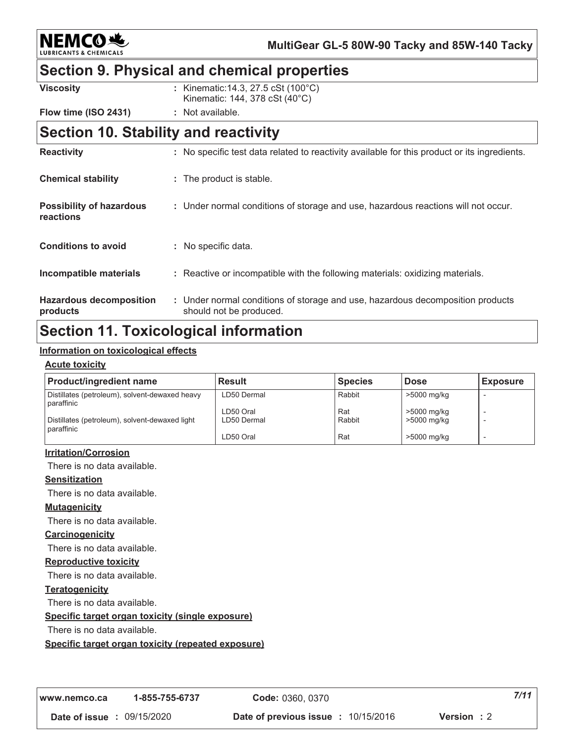## Section 9. Physical and chemical properties

**Viscosity** : Kinematic:14.3, 27.5 cSt (100°C)
Kinematic: 144, 378 cSt (40°C)

**Flow time (ISO 2431)** : Not available.

## Section 10. Stability and reactivity

**Reactivity** : No specific test data related to reactivity available for this product or its ingredients.

**Chemical stability** : The product is stable.

**Possibility of hazardous reactions** : Under normal conditions of storage and use, hazardous reactions will not occur.

**Conditions to avoid** : No specific data.

**Incompatible materials** : Reactive or incompatible with the following materials: oxidizing materials.

**Hazardous decomposition products** : Under normal conditions of storage and use, hazardous decomposition products should not be produced.

## Section 11. Toxicological information

**Information on toxicological effects**

**Acute toxicity**

| Product/ingredient name | Result | Species | Dose | Exposure |
|---|---|---|---|---|
| Distillates (petroleum), solvent-dewaxed heavy paraffinic | LD50 Dermal | Rabbit | >5000 mg/kg | - |
| | LD50 Oral | Rat | >5000 mg/kg | - |
| Distillates (petroleum), solvent-dewaxed light paraffinic | LD50 Dermal | Rabbit | >5000 mg/kg | - |
| | LD50 Oral | Rat | >5000 mg/kg | - |

**Irritation/Corrosion**

There is no data available.

**Sensitization**

There is no data available.

**Mutagenicity**

There is no data available.

**Carcinogenicity**

There is no data available.

**Reproductive toxicity**

There is no data available.

**Teratogenicity**

There is no data available.

**Specific target organ toxicity (single exposure)**

There is no data available.

**Specific target organ toxicity (repeated exposure)**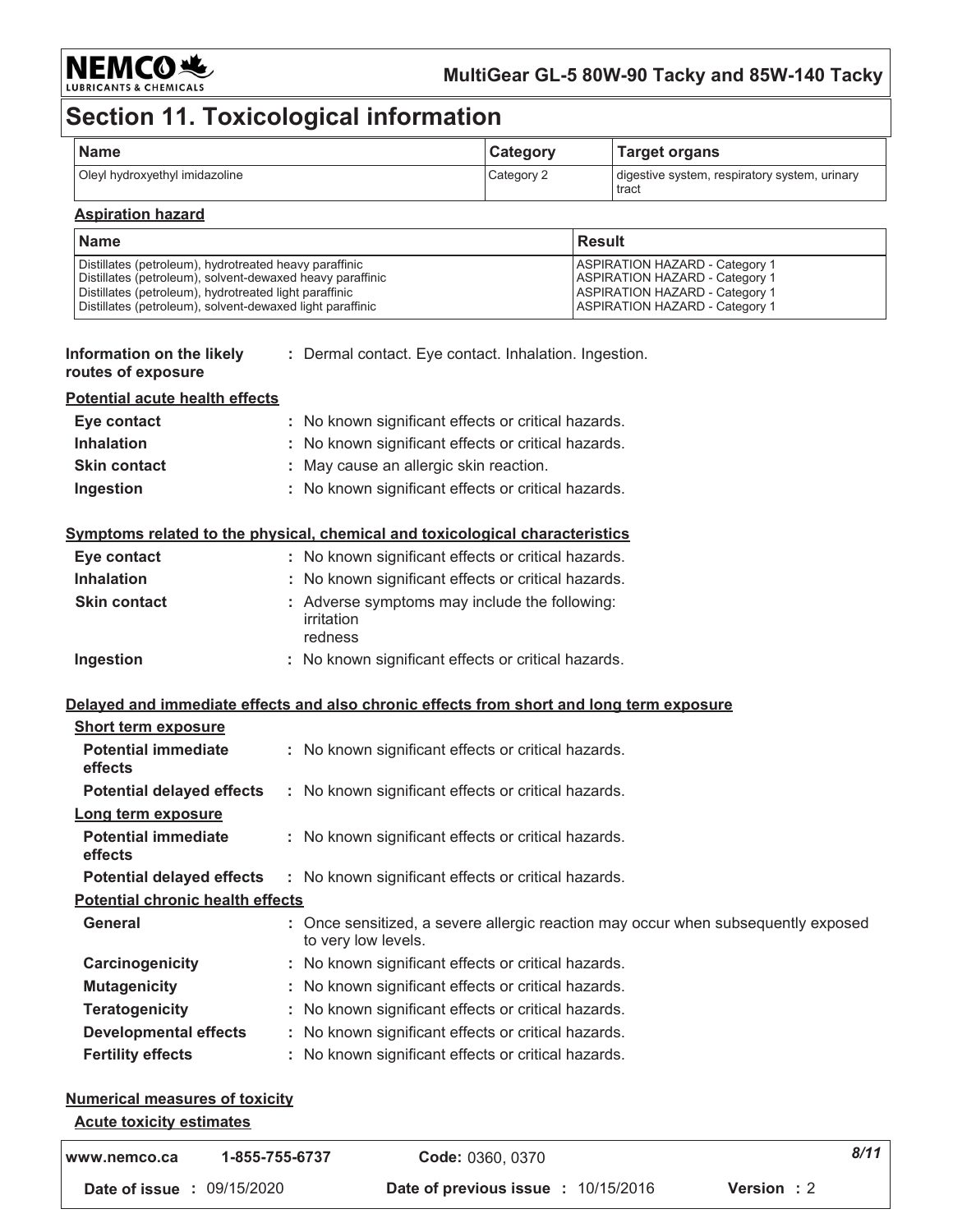# Section 11. Toxicological information

| Name | Category | Target organs |
|---|---|---|
| Oleyl hydroxyethyl imidazoline | Category 2 | digestive system, respiratory system, urinary tract |

**Aspiration hazard**

| Name | Result |
|---|---|
| Distillates (petroleum), hydrotreated heavy paraffinic<br>Distillates (petroleum), solvent-dewaxed heavy paraffinic<br>Distillates (petroleum), hydrotreated light paraffinic<br>Distillates (petroleum), solvent-dewaxed light paraffinic | ASPIRATION HAZARD - Category 1<br>ASPIRATION HAZARD - Category 1<br>ASPIRATION HAZARD - Category 1<br>ASPIRATION HAZARD - Category 1 |

**Information on the likely routes of exposure** : Dermal contact. Eye contact. Inhalation. Ingestion.

**Potential acute health effects**

**Eye contact** : No known significant effects or critical hazards.

**Inhalation** : No known significant effects or critical hazards.

**Skin contact** : May cause an allergic skin reaction.

**Ingestion** : No known significant effects or critical hazards.

**Symptoms related to the physical, chemical and toxicological characteristics**

**Eye contact** : No known significant effects or critical hazards.

**Inhalation** : No known significant effects or critical hazards.

**Skin contact** : Adverse symptoms may include the following:
irritation
redness

**Ingestion** : No known significant effects or critical hazards.

**Delayed and immediate effects and also chronic effects from short and long term exposure**

**Short term exposure**

**Potential immediate effects** : No known significant effects or critical hazards.

**Potential delayed effects** : No known significant effects or critical hazards.

**Long term exposure**

**Potential immediate effects** : No known significant effects or critical hazards.

**Potential delayed effects** : No known significant effects or critical hazards.

**Potential chronic health effects**

**General** : Once sensitized, a severe allergic reaction may occur when subsequently exposed to very low levels.

**Carcinogenicity** : No known significant effects or critical hazards.

**Mutagenicity** : No known significant effects or critical hazards.

**Teratogenicity** : No known significant effects or critical hazards.

**Developmental effects** : No known significant effects or critical hazards.

**Fertility effects** : No known significant effects or critical hazards.

**Numerical measures of toxicity**

**Acute toxicity estimates**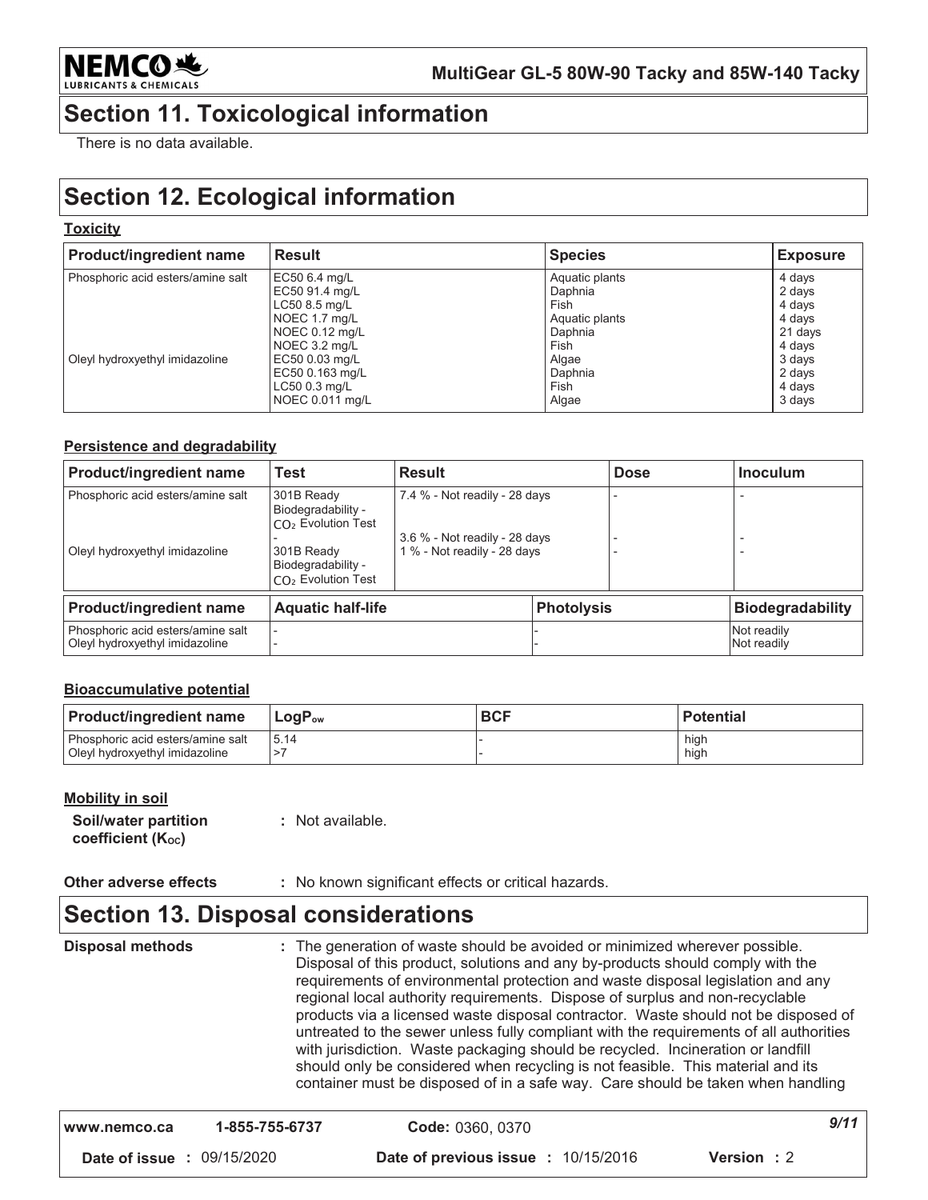## Section 11. Toxicological information

There is no data available.

## Section 12. Ecological information

**Toxicity**

| Product/ingredient name | Result | Species | Exposure |
|---|---|---|---|
| Phosphoric acid esters/amine salt | EC50 6.4 mg/L | Aquatic plants | 4 days |
| | EC50 91.4 mg/L | Daphnia | 2 days |
| | LC50 8.5 mg/L | Fish | 4 days |
| | NOEC 1.7 mg/L | Aquatic plants | 4 days |
| | NOEC 0.12 mg/L | Daphnia | 21 days |
| | NOEC 3.2 mg/L | Fish | 4 days |
| Oleyl hydroxyethyl imidazoline | EC50 0.03 mg/L | Algae | 3 days |
| | EC50 0.163 mg/L | Daphnia | 2 days |
| | LC50 0.3 mg/L | Fish | 4 days |
| | NOEC 0.011 mg/L | Algae | 3 days |

**Persistence and degradability**

| Product/ingredient name | Test | Result | Dose | Inoculum |
|---|---|---|---|---|
| Phosphoric acid esters/amine salt | 301B Ready Biodegradability - $CO_2$ Evolution Test | 7.4 % - Not readily - 28 days | - | - |
| | - | 3.6 % - Not readily - 28 days | - | - |
| Oleyl hydroxyethyl imidazoline | 301B Ready Biodegradability - $CO_2$ Evolution Test | 1 % - Not readily - 28 days | - | - |

| Product/ingredient name | Aquatic half-life | Photolysis | Biodegradability |
|---|---|---|---|
| Phosphoric acid esters/amine salt | - | - | Not readily |
| Oleyl hydroxyethyl imidazoline | - | - | Not readily |

**Bioaccumulative potential**

| Product/ingredient name | $LogP_{ow}$ | BCF | Potential |
|---|---|---|---|
| Phosphoric acid esters/amine salt | 5.14 | - | high |
| Oleyl hydroxyethyl imidazoline | >7 | - | high |

**Mobility in soil**

**Soil/water partition coefficient ($K_{OC}$)** : Not available.

**Other adverse effects** : No known significant effects or critical hazards.

## Section 13. Disposal considerations

**Disposal methods** : The generation of waste should be avoided or minimized wherever possible. Disposal of this product, solutions and any by-products should comply with the requirements of environmental protection and waste disposal legislation and any regional local authority requirements. Dispose of surplus and non-recyclable products via a licensed waste disposal contractor. Waste should not be disposed of untreated to the sewer unless fully compliant with the requirements of all authorities with jurisdiction. Waste packaging should be recycled. Incineration or landfill should only be considered when recycling is not feasible. This material and its container must be disposed of in a safe way. Care should be taken when handling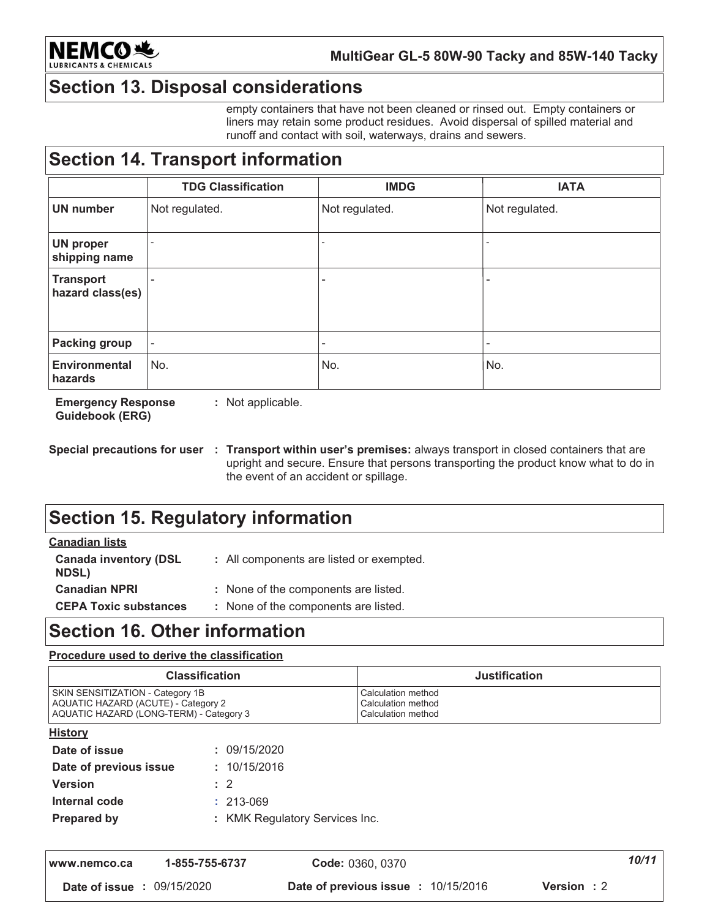## Section 13. Disposal considerations

empty containers that have not been cleaned or rinsed out. Empty containers or liners may retain some product residues. Avoid dispersal of spilled material and runoff and contact with soil, waterways, drains and sewers.

## Section 14. Transport information

| | TDG Classification | IMDG | IATA |
|---|---|---|---|
| **UN number** | Not regulated. | Not regulated. | Not regulated. |
| **UN proper shipping name** | - | - | - |
| **Transport hazard class(es)** | - | - | - |
| **Packing group** | - | - | - |
| **Environmental hazards** | No. | No. | No. |

**Emergency Response Guidebook (ERG)** : Not applicable.

**Special precautions for user** : **Transport within user's premises:** always transport in closed containers that are upright and secure. Ensure that persons transporting the product know what to do in the event of an accident or spillage.

## Section 15. Regulatory information

**Canadian lists**

**Canada inventory (DSL NDSL)** : All components are listed or exempted.

**Canadian NPRI** : None of the components are listed.

**CEPA Toxic substances** : None of the components are listed.

## Section 16. Other information

**Procedure used to derive the classification**

| Classification | Justification |
|---|---|
| SKIN SENSITIZATION - Category 1B | Calculation method |
| AQUATIC HAZARD (ACUTE) - Category 2 | Calculation method |
| AQUATIC HAZARD (LONG-TERM) - Category 3 | Calculation method |

**History**

**Date of issue** : 09/15/2020

**Date of previous issue** : 10/15/2016

**Version** : 2

**Internal code** : 213-069

**Prepared by** : KMK Regulatory Services Inc.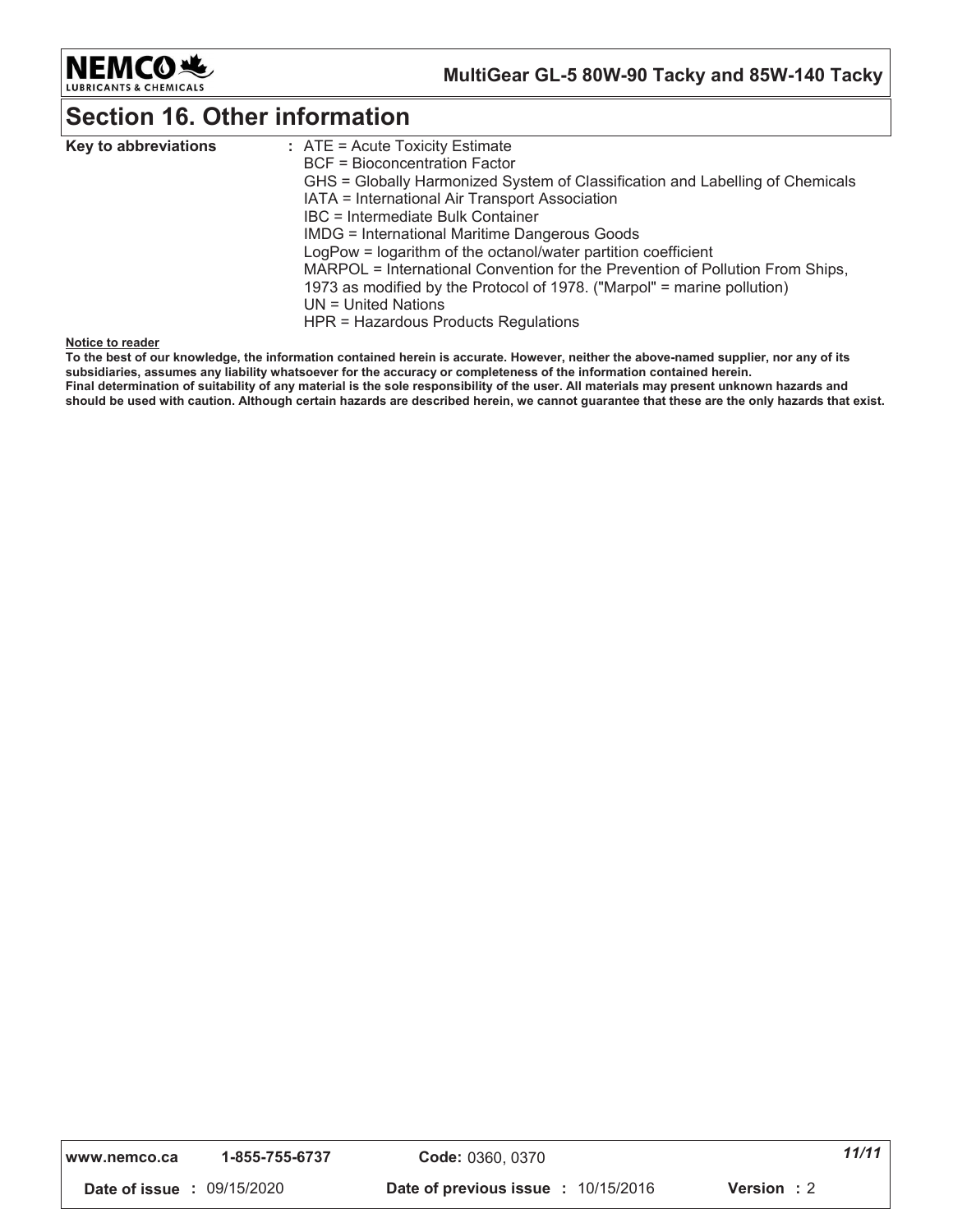## Section 16. Other information

**Key to abbreviations** :
- ATE = Acute Toxicity Estimate
- BCF = Bioconcentration Factor
- GHS = Globally Harmonized System of Classification and Labelling of Chemicals
- IATA = International Air Transport Association
- IBC = Intermediate Bulk Container
- IMDG = International Maritime Dangerous Goods
- LogPow = logarithm of the octanol/water partition coefficient
- MARPOL = International Convention for the Prevention of Pollution From Ships, 1973 as modified by the Protocol of 1978. ("Marpol" = marine pollution)
- UN = United Nations
- HPR = Hazardous Products Regulations

**Notice to reader**

**To the best of our knowledge, the information contained herein is accurate. However, neither the above-named supplier, nor any of its subsidiaries, assumes any liability whatsoever for the accuracy or completeness of the information contained herein.**
**Final determination of suitability of any material is the sole responsibility of the user. All materials may present unknown hazards and should be used with caution. Although certain hazards are described herein, we cannot guarantee that these are the only hazards that exist.**